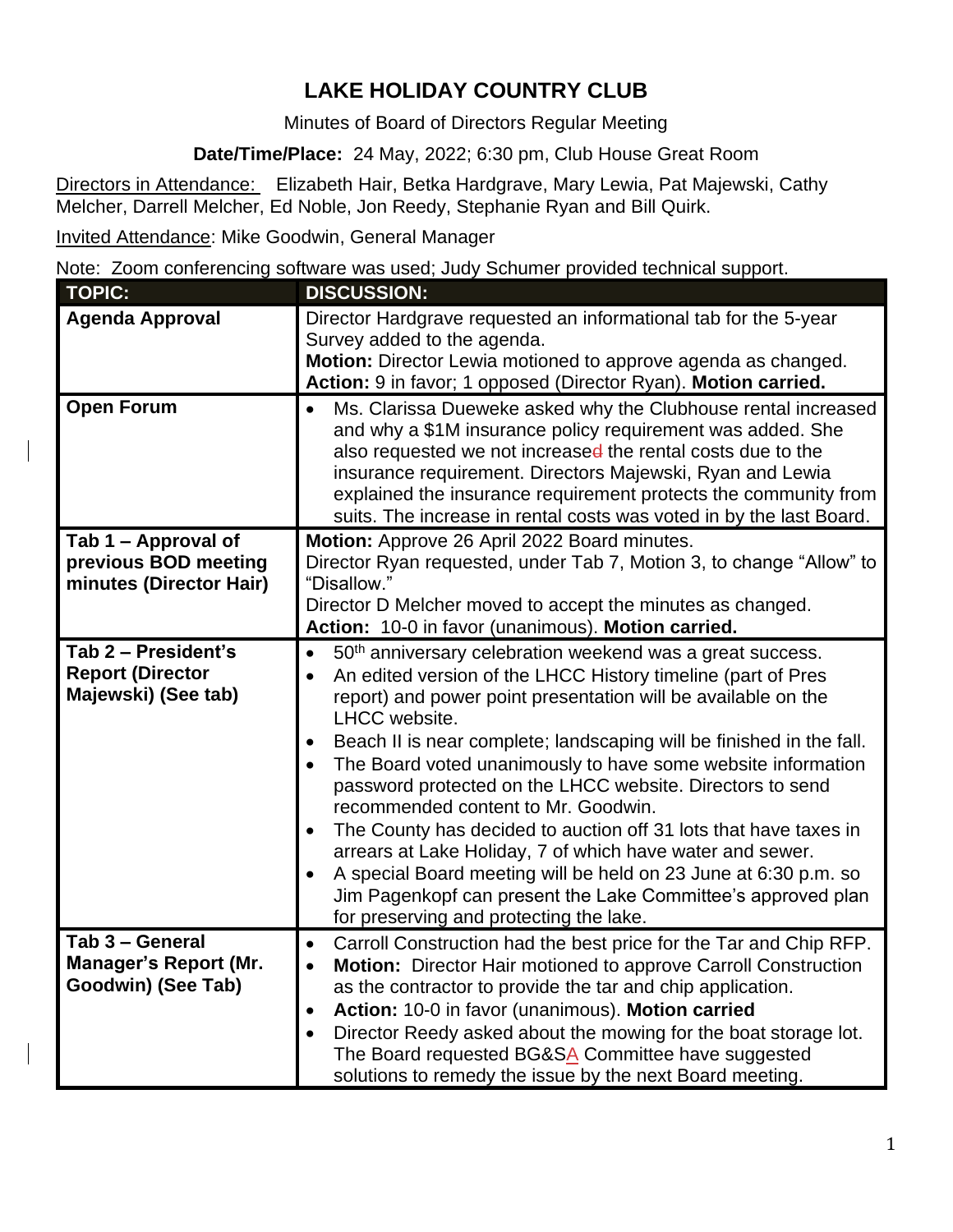# LAKE HOLIDAY COUNTRY CLUB

Minutes of Board of Directors Regular Meeting

**Date/Time/Place:** 24 May, 2022; 6:30 pm, Club House Great Room

Directors in Attendance: Elizabeth Hair, Betka Hardgrave, Mary Lewia, Pat Majewski, Cathy Melcher, Darrell Melcher, Ed Noble, Jon Reedy, Stephanie Ryan and Bill Quirk.

Invited Attendance: Mike Goodwin, General Manager

Note: Zoom conferencing software was used; Judy Schumer provided technical support.

| TOPIC: | DISCUSSION: |
|---|---|
| **Agenda Approval** | Director Hardgrave requested an informational tab for the 5-year Survey added to the agenda.<br>**Motion:** Director Lewia motioned to approve agenda as changed.<br>**Action:** 9 in favor; 1 opposed (Director Ryan). **Motion carried.** |
| **Open Forum** | • Ms. Clarissa Dueweke asked why the Clubhouse rental increased and why a $1M insurance policy requirement was added. She also requested we not increase the rental costs due to the insurance requirement. Directors Majewski, Ryan and Lewia explained the insurance requirement protects the community from suits. The increase in rental costs was voted in by the last Board. |
| **Tab 1 – Approval of previous BOD meeting minutes (Director Hair)** | **Motion:** Approve 26 April 2022 Board minutes.<br>Director Ryan requested, under Tab 7, Motion 3, to change "Allow" to "Disallow."<br>Director D Melcher moved to accept the minutes as changed.<br>**Action:** 10-0 in favor (unanimous). **Motion carried.** |
| **Tab 2 – President's Report (Director Majewski) (See tab)** | • 50th anniversary celebration weekend was a great success.<br>• An edited version of the LHCC History timeline (part of Pres report) and power point presentation will be available on the LHCC website.<br>• Beach II is near complete; landscaping will be finished in the fall.<br>• The Board voted unanimously to have some website information password protected on the LHCC website. Directors to send recommended content to Mr. Goodwin.<br>• The County has decided to auction off 31 lots that have taxes in arrears at Lake Holiday, 7 of which have water and sewer.<br>• A special Board meeting will be held on 23 June at 6:30 p.m. so Jim Pagenkopf can present the Lake Committee's approved plan for preserving and protecting the lake. |
| **Tab 3 – General Manager's Report (Mr. Goodwin) (See Tab)** | • Carroll Construction had the best price for the Tar and Chip RFP.<br>• **Motion:** Director Hair motioned to approve Carroll Construction as the contractor to provide the tar and chip application.<br>• **Action:** 10-0 in favor (unanimous). **Motion carried**<br>• Director Reedy asked about the mowing for the boat storage lot. The Board requested BG&SA Committee have suggested solutions to remedy the issue by the next Board meeting. |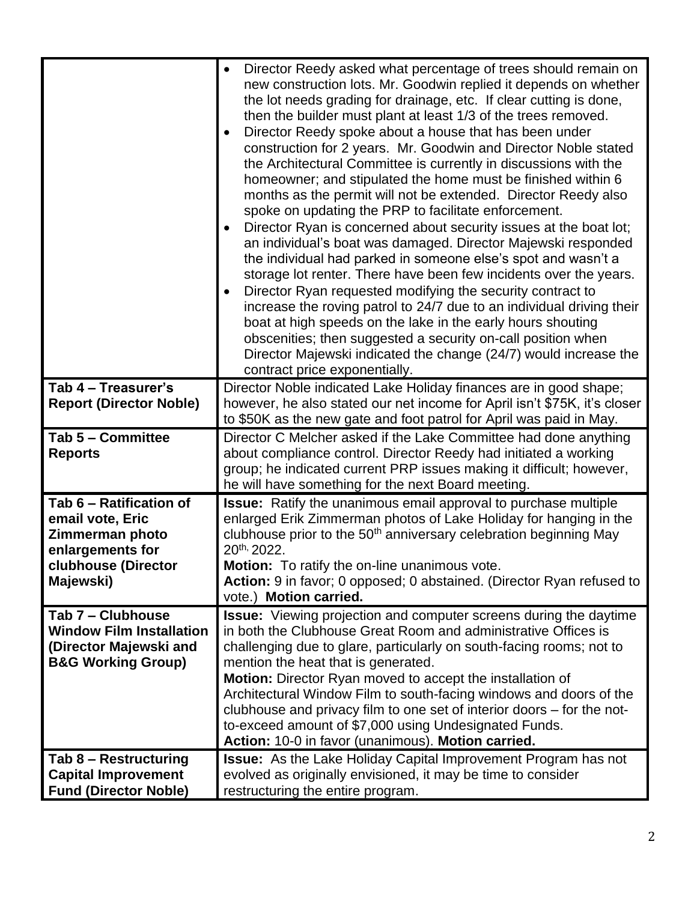| | |
|---|---|
| | • Director Reedy asked what percentage of trees should remain on new construction lots. Mr. Goodwin replied it depends on whether the lot needs grading for drainage, etc. If clear cutting is done, then the builder must plant at least 1/3 of the trees removed.<br>• Director Reedy spoke about a house that has been under construction for 2 years. Mr. Goodwin and Director Noble stated the Architectural Committee is currently in discussions with the homeowner; and stipulated the home must be finished within 6 months as the permit will not be extended. Director Reedy also spoke on updating the PRP to facilitate enforcement.<br>• Director Ryan is concerned about security issues at the boat lot; an individual's boat was damaged. Director Majewski responded the individual had parked in someone else's spot and wasn't a storage lot renter. There have been few incidents over the years.<br>• Director Ryan requested modifying the security contract to increase the roving patrol to 24/7 due to an individual driving their boat at high speeds on the lake in the early hours shouting obscenities; then suggested a security on-call position when Director Majewski indicated the change (24/7) would increase the contract price exponentially. |
| **Tab 4 – Treasurer's Report (Director Noble)** | Director Noble indicated Lake Holiday finances are in good shape; however, he also stated our net income for April isn't \$75K, it's closer to \$50K as the new gate and foot patrol for April was paid in May. |
| **Tab 5 – Committee Reports** | Director C Melcher asked if the Lake Committee had done anything about compliance control. Director Reedy had initiated a working group; he indicated current PRP issues making it difficult; however, he will have something for the next Board meeting. |
| **Tab 6 – Ratification of email vote, Eric Zimmerman photo enlargements for clubhouse (Director Majewski)** | **Issue:** Ratify the unanimous email approval to purchase multiple enlarged Erik Zimmerman photos of Lake Holiday for hanging in the clubhouse prior to the 50th anniversary celebration beginning May 20th, 2022.<br>**Motion:** To ratify the on-line unanimous vote.<br>**Action:** 9 in favor; 0 opposed; 0 abstained. (Director Ryan refused to vote.) **Motion carried.** |
| **Tab 7 – Clubhouse Window Film Installation (Director Majewski and B&G Working Group)** | **Issue:** Viewing projection and computer screens during the daytime in both the Clubhouse Great Room and administrative Offices is challenging due to glare, particularly on south-facing rooms; not to mention the heat that is generated.<br>**Motion:** Director Ryan moved to accept the installation of Architectural Window Film to south-facing windows and doors of the clubhouse and privacy film to one set of interior doors – for the not-to-exceed amount of \$7,000 using Undesignated Funds.<br>**Action:** 10-0 in favor (unanimous). **Motion carried.** |
| **Tab 8 – Restructuring Capital Improvement Fund (Director Noble)** | **Issue:** As the Lake Holiday Capital Improvement Program has not evolved as originally envisioned, it may be time to consider restructuring the entire program. |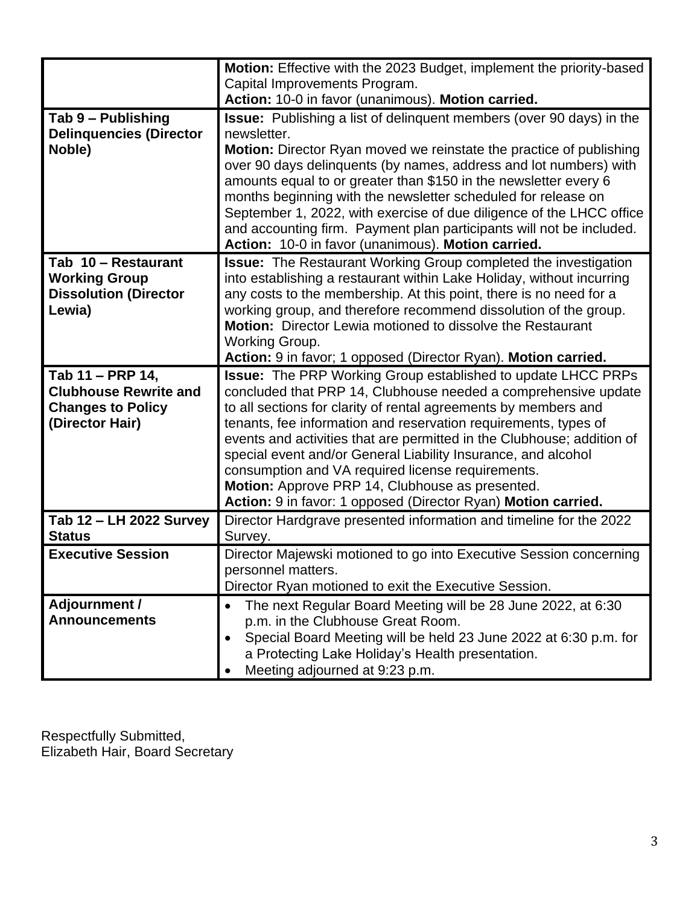| | |
|---|---|
| | **Motion:** Effective with the 2023 Budget, implement the priority-based Capital Improvements Program.<br>**Action:** 10-0 in favor (unanimous). **Motion carried.** |
| **Tab 9 – Publishing Delinquencies (Director Noble)** | **Issue:** Publishing a list of delinquent members (over 90 days) in the newsletter.<br>**Motion:** Director Ryan moved we reinstate the practice of publishing over 90 days delinquents (by names, address and lot numbers) with amounts equal to or greater than $150 in the newsletter every 6 months beginning with the newsletter scheduled for release on September 1, 2022, with exercise of due diligence of the LHCC office and accounting firm. Payment plan participants will not be included.<br>**Action:** 10-0 in favor (unanimous). **Motion carried.** |
| **Tab 10 – Restaurant Working Group Dissolution (Director Lewia)** | **Issue:** The Restaurant Working Group completed the investigation into establishing a restaurant within Lake Holiday, without incurring any costs to the membership. At this point, there is no need for a working group, and therefore recommend dissolution of the group.<br>**Motion:** Director Lewia motioned to dissolve the Restaurant Working Group.<br>**Action:** 9 in favor; 1 opposed (Director Ryan). **Motion carried.** |
| **Tab 11 – PRP 14, Clubhouse Rewrite and Changes to Policy (Director Hair)** | **Issue:** The PRP Working Group established to update LHCC PRPs concluded that PRP 14, Clubhouse needed a comprehensive update to all sections for clarity of rental agreements by members and tenants, fee information and reservation requirements, types of events and activities that are permitted in the Clubhouse; addition of special event and/or General Liability Insurance, and alcohol consumption and VA required license requirements.<br>**Motion:** Approve PRP 14, Clubhouse as presented.<br>**Action:** 9 in favor: 1 opposed (Director Ryan) **Motion carried.** |
| **Tab 12 – LH 2022 Survey Status** | Director Hardgrave presented information and timeline for the 2022 Survey. |
| **Executive Session** | Director Majewski motioned to go into Executive Session concerning personnel matters.<br>Director Ryan motioned to exit the Executive Session. |
| **Adjournment / Announcements** | • The next Regular Board Meeting will be 28 June 2022, at 6:30 p.m. in the Clubhouse Great Room.<br>• Special Board Meeting will be held 23 June 2022 at 6:30 p.m. for a Protecting Lake Holiday's Health presentation.<br>• Meeting adjourned at 9:23 p.m. |

Respectfully Submitted,
Elizabeth Hair, Board Secretary